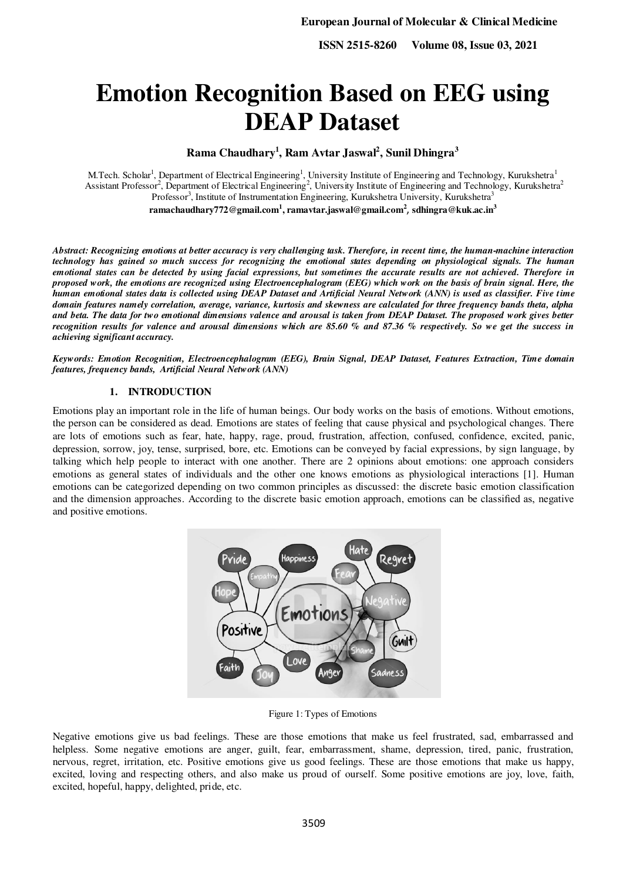# Emotion Recognition Based on EEG using DEAP Dataset

**Rama Chaudhary[1], Ram Avtar Jaswal[2], Sunil Dhingra[3]**

M.Tech. Scholar[1], Department of Electrical Engineering[1], University Institute of Engineering and Technology, Kurukshetra[1]
Assistant Professor[2], Department of Electrical Engineering[2], University Institute of Engineering and Technology, Kurukshetra[2]
Professor[3], Institute of Instrumentation Engineering, Kurukshetra University, Kurukshetra[3]
**ramachaudhary772@gmail.com[1], ramavtar.jaswal@gmail.com[2], sdhingra@kuk.ac.in[3]**

***Abstract:** Recognizing emotions at better accuracy is very challenging task. Therefore, in recent time, the human-machine interaction technology has gained so much success for recognizing the emotional states depending on physiological signals. The human emotional states can be detected by using facial expressions, but sometimes the accurate results are not achieved. Therefore in proposed work, the emotions are recognized using Electroencephalogram (EEG) which work on the basis of brain signal. Here, the human emotional states data is collected using DEAP Dataset and Artificial Neural Network (ANN) is used as classifier. Five time domain features namely correlation, average, variance, kurtosis and skewness are calculated for three frequency bands theta, alpha and beta. The data for two emotional dimensions valence and arousal is taken from DEAP Dataset. The proposed work gives better recognition results for valence and arousal dimensions which are 85.60 % and 87.36 % respectively. So we get the success in achieving significant accuracy.*

***Keywords:** Emotion Recognition, Electroencephalogram (EEG), Brain Signal, DEAP Dataset, Features Extraction, Time domain features, frequency bands, Artificial Neural Network (ANN)*

## 1. INTRODUCTION

Emotions play an important role in the life of human beings. Our body works on the basis of emotions. Without emotions, the person can be considered as dead. Emotions are states of feeling that cause physical and psychological changes. There are lots of emotions such as fear, hate, happy, rage, proud, frustration, affection, confused, confidence, excited, panic, depression, sorrow, joy, tense, surprised, bore, etc. Emotions can be conveyed by facial expressions, by sign language, by talking which help people to interact with one another. There are 2 opinions about emotions: one approach considers emotions as general states of individuals and the other one knows emotions as physiological interactions [1]. Human emotions can be categorized depending on two common principles as discussed: the discrete basic emotion classification and the dimension approaches. According to the discrete basic emotion approach, emotions can be classified as, negative and positive emotions.

Figure 1: Types of Emotions

Negative emotions give us bad feelings. These are those emotions that make us feel frustrated, sad, embarrassed and helpless. Some negative emotions are anger, guilt, fear, embarrassment, shame, depression, tired, panic, frustration, nervous, regret, irritation, etc. Positive emotions give us good feelings. These are those emotions that make us happy, excited, loving and respecting others, and also make us proud of ourself. Some positive emotions are joy, love, faith, excited, hopeful, happy, delighted, pride, etc.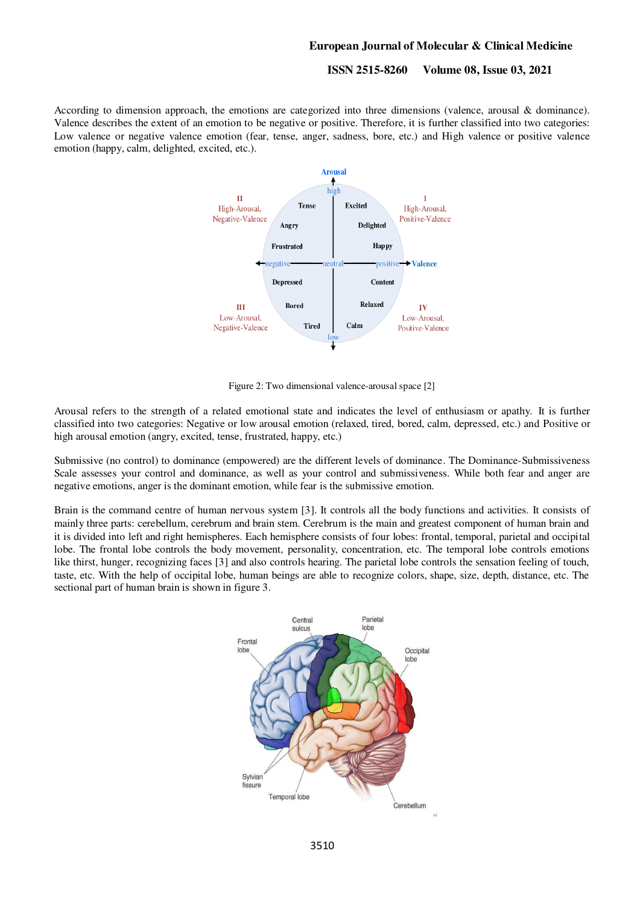According to dimension approach, the emotions are categorized into three dimensions (valence, arousal & dominance). Valence describes the extent of an emotion to be negative or positive. Therefore, it is further classified into two categories: Low valence or negative valence emotion (fear, tense, anger, sadness, bore, etc.) and High valence or positive valence emotion (happy, calm, delighted, excited, etc.).

Figure 2: Two dimensional valence-arousal space [2]

Arousal refers to the strength of a related emotional state and indicates the level of enthusiasm or apathy. It is further classified into two categories: Negative or low arousal emotion (relaxed, tired, bored, calm, depressed, etc.) and Positive or high arousal emotion (angry, excited, tense, frustrated, happy, etc.)

Submissive (no control) to dominance (empowered) are the different levels of dominance. The Dominance-Submissiveness Scale assesses your control and dominance, as well as your control and submissiveness. While both fear and anger are negative emotions, anger is the dominant emotion, while fear is the submissive emotion.

Brain is the command centre of human nervous system [3]. It controls all the body functions and activities. It consists of mainly three parts: cerebellum, cerebrum and brain stem. Cerebrum is the main and greatest component of human brain and it is divided into left and right hemispheres. Each hemisphere consists of four lobes: frontal, temporal, parietal and occipital lobe. The frontal lobe controls the body movement, personality, concentration, etc. The temporal lobe controls emotions like thirst, hunger, recognizing faces [3] and also controls hearing. The parietal lobe controls the sensation feeling of touch, taste, etc. With the help of occipital lobe, human beings are able to recognize colors, shape, size, depth, distance, etc. The sectional part of human brain is shown in figure 3.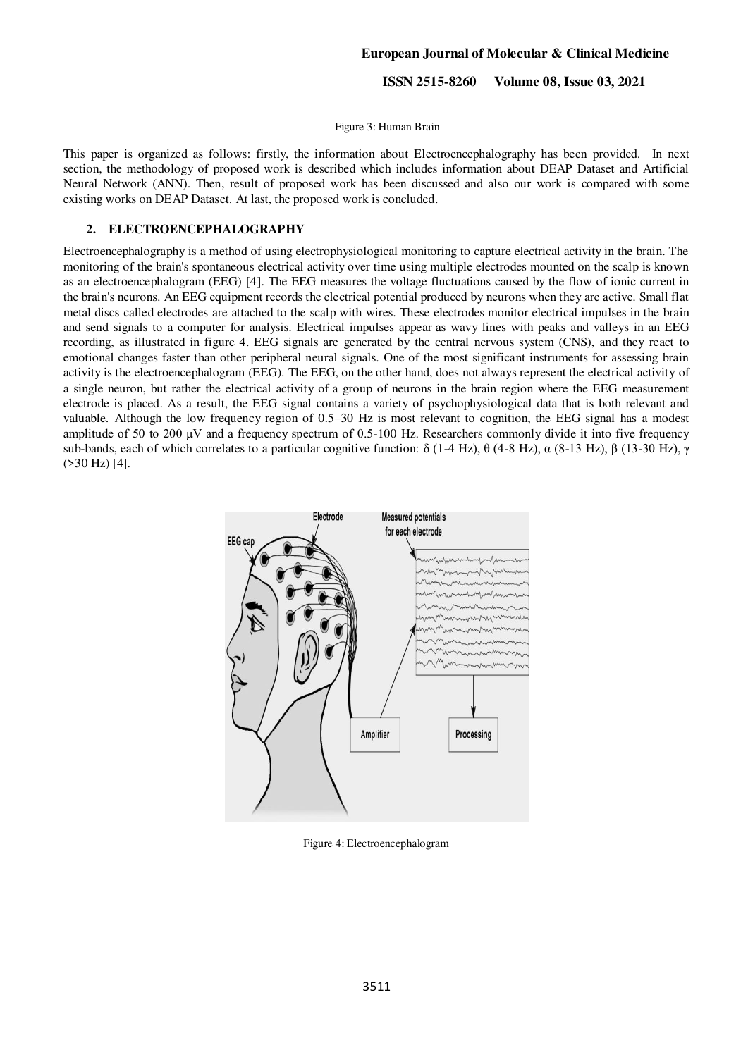Figure 3: Human Brain

This paper is organized as follows: firstly, the information about Electroencephalography has been provided. In next section, the methodology of proposed work is described which includes information about DEAP Dataset and Artificial Neural Network (ANN). Then, result of proposed work has been discussed and also our work is compared with some existing works on DEAP Dataset. At last, the proposed work is concluded.

## 2. ELECTROENCEPHALOGRAPHY

Electroencephalography is a method of using electrophysiological monitoring to capture electrical activity in the brain. The monitoring of the brain's spontaneous electrical activity over time using multiple electrodes mounted on the scalp is known as an electroencephalogram (EEG) [4]. The EEG measures the voltage fluctuations caused by the flow of ionic current in the brain's neurons. An EEG equipment records the electrical potential produced by neurons when they are active. Small flat metal discs called electrodes are attached to the scalp with wires. These electrodes monitor electrical impulses in the brain and send signals to a computer for analysis. Electrical impulses appear as wavy lines with peaks and valleys in an EEG recording, as illustrated in figure 4. EEG signals are generated by the central nervous system (CNS), and they react to emotional changes faster than other peripheral neural signals. One of the most significant instruments for assessing brain activity is the electroencephalogram (EEG). The EEG, on the other hand, does not always represent the electrical activity of a single neuron, but rather the electrical activity of a group of neurons in the brain region where the EEG measurement electrode is placed. As a result, the EEG signal contains a variety of psychophysiological data that is both relevant and valuable. Although the low frequency region of 0.5–30 Hz is most relevant to cognition, the EEG signal has a modest amplitude of 50 to 200 µV and a frequency spectrum of 0.5-100 Hz. Researchers commonly divide it into five frequency sub-bands, each of which correlates to a particular cognitive function: $\delta$ (1-4 Hz), $\theta$ (4-8 Hz), $\alpha$ (8-13 Hz), $\beta$ (13-30 Hz), $\gamma$ (>30 Hz) [4].

Figure 4: Electroencephalogram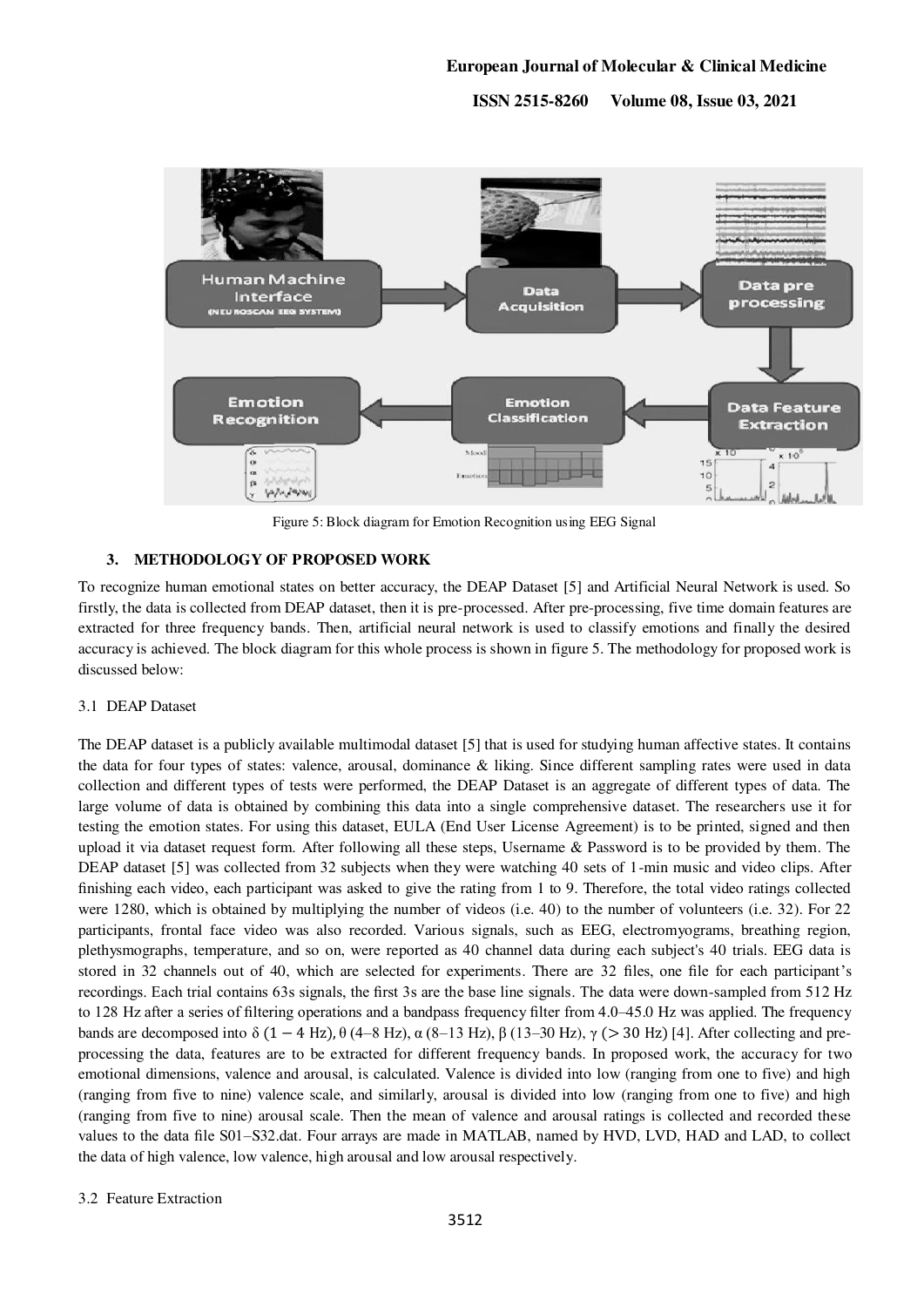Figure 5: Block diagram for Emotion Recognition using EEG Signal

## 3. METHODOLOGY OF PROPOSED WORK

To recognize human emotional states on better accuracy, the DEAP Dataset [5] and Artificial Neural Network is used. So firstly, the data is collected from DEAP dataset, then it is pre-processed. After pre-processing, five time domain features are extracted for three frequency bands. Then, artificial neural network is used to classify emotions and finally the desired accuracy is achieved. The block diagram for this whole process is shown in figure 5. The methodology for proposed work is discussed below:

### 3.1 DEAP Dataset

The DEAP dataset is a publicly available multimodal dataset [5] that is used for studying human affective states. It contains the data for four types of states: valence, arousal, dominance & liking. Since different sampling rates were used in data collection and different types of tests were performed, the DEAP Dataset is an aggregate of different types of data. The large volume of data is obtained by combining this data into a single comprehensive dataset. The researchers use it for testing the emotion states. For using this dataset, EULA (End User License Agreement) is to be printed, signed and then upload it via dataset request form. After following all these steps, Username & Password is to be provided by them. The DEAP dataset [5] was collected from 32 subjects when they were watching 40 sets of 1-min music and video clips. After finishing each video, each participant was asked to give the rating from 1 to 9. Therefore, the total video ratings collected were 1280, which is obtained by multiplying the number of videos (i.e. 40) to the number of volunteers (i.e. 32). For 22 participants, frontal face video was also recorded. Various signals, such as EEG, electromyograms, breathing region, plethysmographs, temperature, and so on, were reported as 40 channel data during each subject's 40 trials. EEG data is stored in 32 channels out of 40, which are selected for experiments. There are 32 files, one file for each participant's recordings. Each trial contains 63s signals, the first 3s are the base line signals. The data were down-sampled from 512 Hz to 128 Hz after a series of filtering operations and a bandpass frequency filter from 4.0–45.0 Hz was applied. The frequency bands are decomposed into $\delta$ $(1 - 4$ Hz$)$, $\theta$ (4–8 Hz), $\alpha$ (8–13 Hz), $\beta$ (13–30 Hz), $\gamma$ $(> 30$ Hz$)$ [4]. After collecting and pre-processing the data, features are to be extracted for different frequency bands. In proposed work, the accuracy for two emotional dimensions, valence and arousal, is calculated. Valence is divided into low (ranging from one to five) and high (ranging from five to nine) valence scale, and similarly, arousal is divided into low (ranging from one to five) and high (ranging from five to nine) arousal scale. Then the mean of valence and arousal ratings is collected and recorded these values to the data file S01–S32.dat. Four arrays are made in MATLAB, named by HVD, LVD, HAD and LAD, to collect the data of high valence, low valence, high arousal and low arousal respectively.

### 3.2 Feature Extraction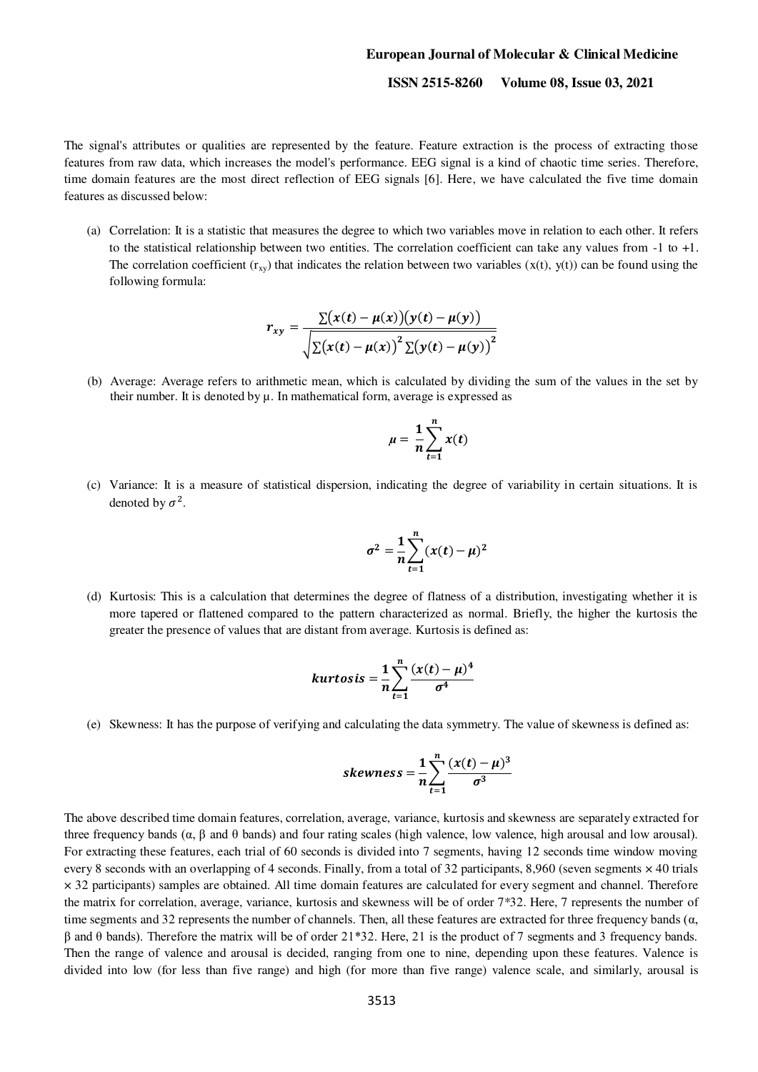The signal's attributes or qualities are represented by the feature. Feature extraction is the process of extracting those features from raw data, which increases the model's performance. EEG signal is a kind of chaotic time series. Therefore, time domain features are the most direct reflection of EEG signals [6]. Here, we have calculated the five time domain features as discussed below:

(a) Correlation: It is a statistic that measures the degree to which two variables move in relation to each other. It refers to the statistical relationship between two entities. The correlation coefficient can take any values from -1 to +1. The correlation coefficient ($r_{xy}$) that indicates the relation between two variables ($x(t)$, $y(t)$) can be found using the following formula:

$$r_{xy} = \frac{\sum(x(t) - \mu(x))(y(t) - \mu(y))}{\sqrt{\sum(x(t) - \mu(x))^2 \sum(y(t) - \mu(y))^2}}$$

(b) Average: Average refers to arithmetic mean, which is calculated by dividing the sum of the values in the set by their number. It is denoted by μ. In mathematical form, average is expressed as

$$\mu = \frac{1}{n}\sum_{t=1}^{n} x(t)$$

(c) Variance: It is a measure of statistical dispersion, indicating the degree of variability in certain situations. It is denoted by $\sigma^2$.

$$\sigma^2 = \frac{1}{n}\sum_{t=1}^{n} (x(t) - \mu)^2$$

(d) Kurtosis: This is a calculation that determines the degree of flatness of a distribution, investigating whether it is more tapered or flattened compared to the pattern characterized as normal. Briefly, the higher the kurtosis the greater the presence of values that are distant from average. Kurtosis is defined as:

$$kurtosis = \frac{1}{n}\sum_{t=1}^{n} \frac{(x(t) - \mu)^4}{\sigma^4}$$

(e) Skewness: It has the purpose of verifying and calculating the data symmetry. The value of skewness is defined as:

$$skewness = \frac{1}{n}\sum_{t=1}^{n} \frac{(x(t) - \mu)^3}{\sigma^3}$$

The above described time domain features, correlation, average, variance, kurtosis and skewness are separately extracted for three frequency bands (α, β and θ bands) and four rating scales (high valence, low valence, high arousal and low arousal). For extracting these features, each trial of 60 seconds is divided into 7 segments, having 12 seconds time window moving every 8 seconds with an overlapping of 4 seconds. Finally, from a total of 32 participants, 8,960 (seven segments × 40 trials × 32 participants) samples are obtained. All time domain features are calculated for every segment and channel. Therefore the matrix for correlation, average, variance, kurtosis and skewness will be of order 7*32. Here, 7 represents the number of time segments and 32 represents the number of channels. Then, all these features are extracted for three frequency bands (α, β and θ bands). Therefore the matrix will be of order 21*32. Here, 21 is the product of 7 segments and 3 frequency bands. Then the range of valence and arousal is decided, ranging from one to nine, depending upon these features. Valence is divided into low (for less than five range) and high (for more than five range) valence scale, and similarly, arousal is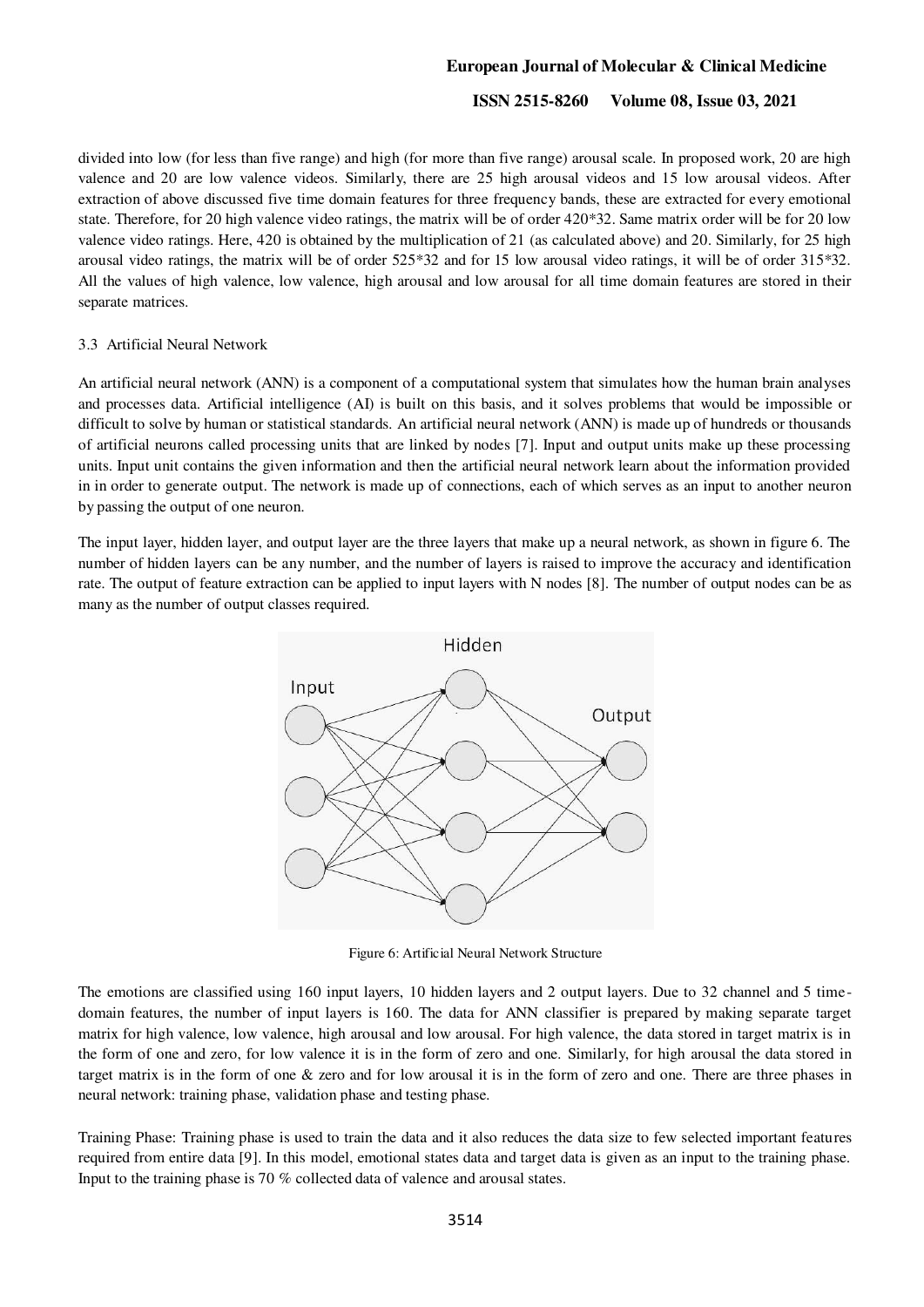divided into low (for less than five range) and high (for more than five range) arousal scale. In proposed work, 20 are high valence and 20 are low valence videos. Similarly, there are 25 high arousal videos and 15 low arousal videos. After extraction of above discussed five time domain features for three frequency bands, these are extracted for every emotional state. Therefore, for 20 high valence video ratings, the matrix will be of order 420*32. Same matrix order will be for 20 low valence video ratings. Here, 420 is obtained by the multiplication of 21 (as calculated above) and 20. Similarly, for 25 high arousal video ratings, the matrix will be of order 525*32 and for 15 low arousal video ratings, it will be of order 315*32. All the values of high valence, low valence, high arousal and low arousal for all time domain features are stored in their separate matrices.

### 3.3 Artificial Neural Network

An artificial neural network (ANN) is a component of a computational system that simulates how the human brain analyses and processes data. Artificial intelligence (AI) is built on this basis, and it solves problems that would be impossible or difficult to solve by human or statistical standards. An artificial neural network (ANN) is made up of hundreds or thousands of artificial neurons called processing units that are linked by nodes [7]. Input and output units make up these processing units. Input unit contains the given information and then the artificial neural network learn about the information provided in in order to generate output. The network is made up of connections, each of which serves as an input to another neuron by passing the output of one neuron.

The input layer, hidden layer, and output layer are the three layers that make up a neural network, as shown in figure 6. The number of hidden layers can be any number, and the number of layers is raised to improve the accuracy and identification rate. The output of feature extraction can be applied to input layers with N nodes [8]. The number of output nodes can be as many as the number of output classes required.

Figure 6: Artificial Neural Network Structure

The emotions are classified using 160 input layers, 10 hidden layers and 2 output layers. Due to 32 channel and 5 time-domain features, the number of input layers is 160. The data for ANN classifier is prepared by making separate target matrix for high valence, low valence, high arousal and low arousal. For high valence, the data stored in target matrix is in the form of one and zero, for low valence it is in the form of zero and one. Similarly, for high arousal the data stored in target matrix is in the form of one & zero and for low arousal it is in the form of zero and one. There are three phases in neural network: training phase, validation phase and testing phase.

Training Phase: Training phase is used to train the data and it also reduces the data size to few selected important features required from entire data [9]. In this model, emotional states data and target data is given as an input to the training phase. Input to the training phase is 70 % collected data of valence and arousal states.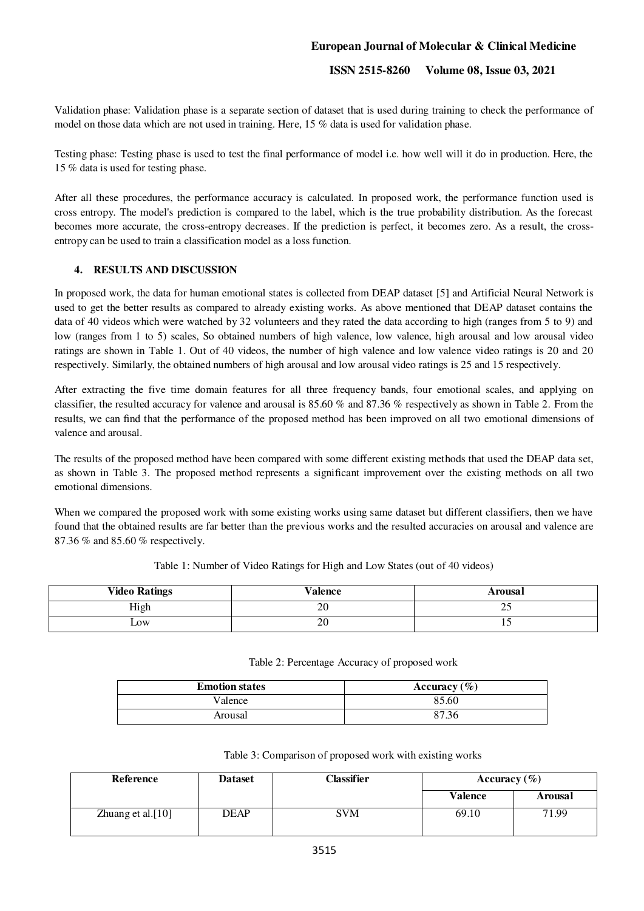Validation phase: Validation phase is a separate section of dataset that is used during training to check the performance of model on those data which are not used in training. Here, 15 % data is used for validation phase.

Testing phase: Testing phase is used to test the final performance of model i.e. how well will it do in production. Here, the 15 % data is used for testing phase.

After all these procedures, the performance accuracy is calculated. In proposed work, the performance function used is cross entropy. The model's prediction is compared to the label, which is the true probability distribution. As the forecast becomes more accurate, the cross-entropy decreases. If the prediction is perfect, it becomes zero. As a result, the cross-entropy can be used to train a classification model as a loss function.

## 4. RESULTS AND DISCUSSION

In proposed work, the data for human emotional states is collected from DEAP dataset [5] and Artificial Neural Network is used to get the better results as compared to already existing works. As above mentioned that DEAP dataset contains the data of 40 videos which were watched by 32 volunteers and they rated the data according to high (ranges from 5 to 9) and low (ranges from 1 to 5) scales, So obtained numbers of high valence, low valence, high arousal and low arousal video ratings are shown in Table 1. Out of 40 videos, the number of high valence and low valence video ratings is 20 and 20 respectively. Similarly, the obtained numbers of high arousal and low arousal video ratings is 25 and 15 respectively.

After extracting the five time domain features for all three frequency bands, four emotional scales, and applying on classifier, the resulted accuracy for valence and arousal is 85.60 % and 87.36 % respectively as shown in Table 2. From the results, we can find that the performance of the proposed method has been improved on all two emotional dimensions of valence and arousal.

The results of the proposed method have been compared with some different existing methods that used the DEAP data set, as shown in Table 3. The proposed method represents a significant improvement over the existing methods on all two emotional dimensions.

When we compared the proposed work with some existing works using same dataset but different classifiers, then we have found that the obtained results are far better than the previous works and the resulted accuracies on arousal and valence are 87.36 % and 85.60 % respectively.

Table 1: Number of Video Ratings for High and Low States (out of 40 videos)

| Video Ratings | Valence | Arousal |
|---|---|---|
| High | 20 | 25 |
| Low | 20 | 15 |

Table 2: Percentage Accuracy of proposed work

| Emotion states | Accuracy (%) |
|---|---|
| Valence | 85.60 |
| Arousal | 87.36 |

Table 3: Comparison of proposed work with existing works

| Reference | Dataset | Classifier | Accuracy (%) | |
|---|---|---|---|---|
| | | | Valence | Arousal |
| Zhuang et al.[10] | DEAP | SVM | 69.10 | 71.99 |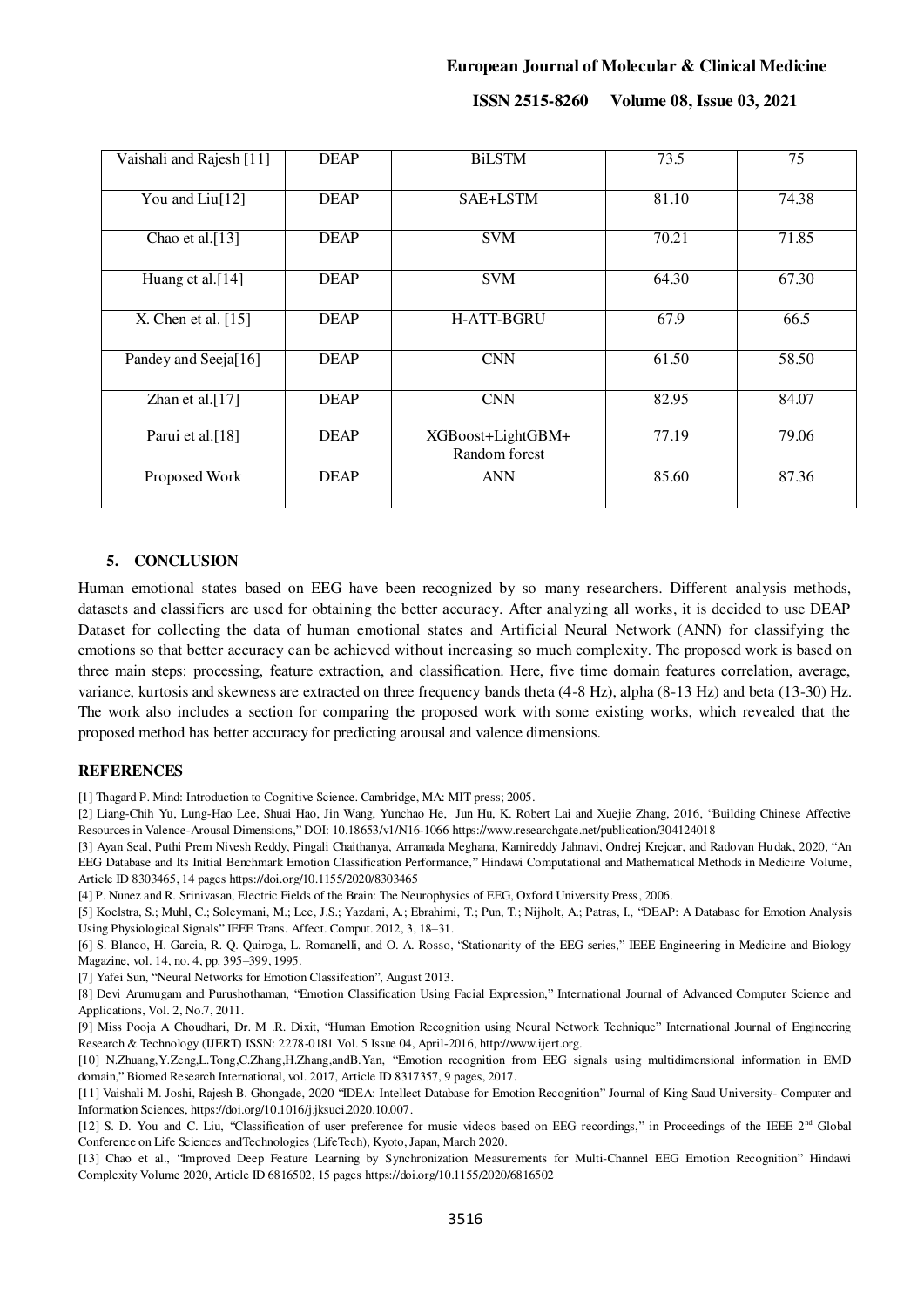| Vaishali and Rajesh [11] | DEAP | BiLSTM | 73.5 | 75 |
|---|---|---|---|---|
| You and Liu[12] | DEAP | SAE+LSTM | 81.10 | 74.38 |
| Chao et al.[13] | DEAP | SVM | 70.21 | 71.85 |
| Huang et al.[14] | DEAP | SVM | 64.30 | 67.30 |
| X. Chen et al. [15] | DEAP | H-ATT-BGRU | 67.9 | 66.5 |
| Pandey and Seeja[16] | DEAP | CNN | 61.50 | 58.50 |
| Zhan et al.[17] | DEAP | CNN | 82.95 | 84.07 |
| Parui et al.[18] | DEAP | XGBoost+LightGBM+ Random forest | 77.19 | 79.06 |
| Proposed Work | DEAP | ANN | 85.60 | 87.36 |

## 5. CONCLUSION

Human emotional states based on EEG have been recognized by so many researchers. Different analysis methods, datasets and classifiers are used for obtaining the better accuracy. After analyzing all works, it is decided to use DEAP Dataset for collecting the data of human emotional states and Artificial Neural Network (ANN) for classifying the emotions so that better accuracy can be achieved without increasing so much complexity. The proposed work is based on three main steps: processing, feature extraction, and classification. Here, five time domain features correlation, average, variance, kurtosis and skewness are extracted on three frequency bands theta (4-8 Hz), alpha (8-13 Hz) and beta (13-30) Hz. The work also includes a section for comparing the proposed work with some existing works, which revealed that the proposed method has better accuracy for predicting arousal and valence dimensions.

## REFERENCES

[1] Thagard P. Mind: Introduction to Cognitive Science. Cambridge, MA: MIT press; 2005.

[2] Liang-Chih Yu, Lung-Hao Lee, Shuai Hao, Jin Wang, Yunchao He, Jun Hu, K. Robert Lai and Xuejie Zhang, 2016, "Building Chinese Affective Resources in Valence-Arousal Dimensions," DOI: 10.18653/v1/N16-1066 https://www.researchgate.net/publication/304124018

[3] Ayan Seal, Puthi Prem Nivesh Reddy, Pingali Chaithanya, Arramada Meghana, Kamireddy Jahnavi, Ondrej Krejcar, and Radovan Hudak, 2020, "An EEG Database and Its Initial Benchmark Emotion Classification Performance," Hindawi Computational and Mathematical Methods in Medicine Volume, Article ID 8303465, 14 pages https://doi.org/10.1155/2020/8303465

[4] P. Nunez and R. Srinivasan, Electric Fields of the Brain: The Neurophysics of EEG, Oxford University Press, 2006.

[5] Koelstra, S.; Muhl, C.; Soleymani, M.; Lee, J.S.; Yazdani, A.; Ebrahimi, T.; Pun, T.; Nijholt, A.; Patras, I., "DEAP: A Database for Emotion Analysis Using Physiological Signals" IEEE Trans. Affect. Comput. 2012, 3, 18–31.

[6] S. Blanco, H. Garcia, R. Q. Quiroga, L. Romanelli, and O. A. Rosso, "Stationarity of the EEG series," IEEE Engineering in Medicine and Biology Magazine, vol. 14, no. 4, pp. 395–399, 1995.

[7] Yafei Sun, "Neural Networks for Emotion Classifcation", August 2013.

[8] Devi Arumugam and Purushothaman, "Emotion Classification Using Facial Expression," International Journal of Advanced Computer Science and Applications, Vol. 2, No.7, 2011.

[9] Miss Pooja A Choudhari, Dr. M .R. Dixit, "Human Emotion Recognition using Neural Network Technique" International Journal of Engineering Research & Technology (IJERT) ISSN: 2278-0181 Vol. 5 Issue 04, April-2016, http://www.ijert.org.

[10] N.Zhuang,Y.Zeng,L.Tong,C.Zhang,H.Zhang,andB.Yan, "Emotion recognition from EEG signals using multidimensional information in EMD domain," Biomed Research International, vol. 2017, Article ID 8317357, 9 pages, 2017.

[11] Vaishali M. Joshi, Rajesh B. Ghongade, 2020 "IDEA: Intellect Database for Emotion Recognition" Journal of King Saud University- Computer and Information Sciences, https://doi.org/10.1016/j.jksuci.2020.10.007.

[12] S. D. You and C. Liu, "Classification of user preference for music videos based on EEG recordings," in Proceedings of the IEEE 2nd Global Conference on Life Sciences andTechnologies (LifeTech), Kyoto, Japan, March 2020.

[13] Chao et al., "Improved Deep Feature Learning by Synchronization Measurements for Multi-Channel EEG Emotion Recognition" Hindawi Complexity Volume 2020, Article ID 6816502, 15 pages https://doi.org/10.1155/2020/6816502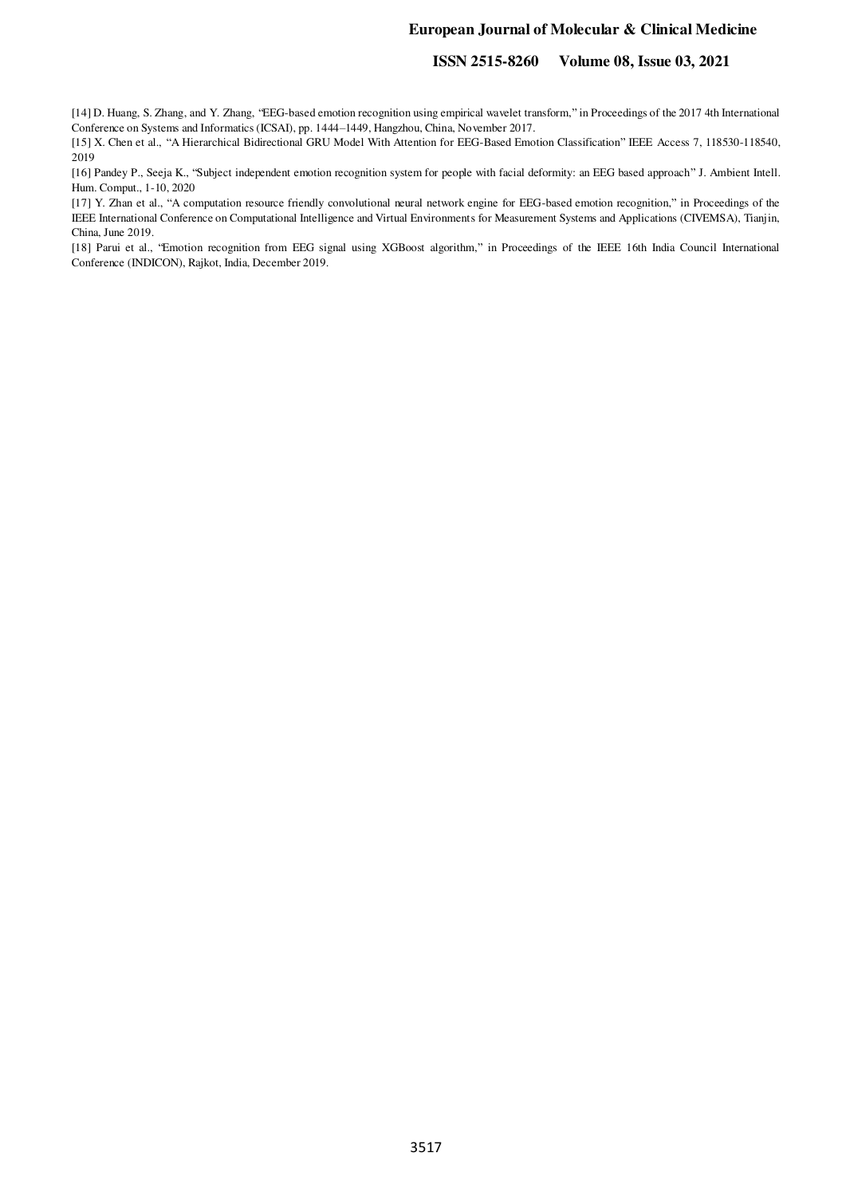[14] D. Huang, S. Zhang, and Y. Zhang, "EEG-based emotion recognition using empirical wavelet transform," in Proceedings of the 2017 4th International Conference on Systems and Informatics (ICSAI), pp. 1444–1449, Hangzhou, China, November 2017.

[15] X. Chen et al., "A Hierarchical Bidirectional GRU Model With Attention for EEG-Based Emotion Classification" IEEE Access 7, 118530-118540, 2019

[16] Pandey P., Seeja K., "Subject independent emotion recognition system for people with facial deformity: an EEG based approach" J. Ambient Intell. Hum. Comput., 1-10, 2020

[17] Y. Zhan et al., "A computation resource friendly convolutional neural network engine for EEG-based emotion recognition," in Proceedings of the IEEE International Conference on Computational Intelligence and Virtual Environments for Measurement Systems and Applications (CIVEMSA), Tianjin, China, June 2019.

[18] Parui et al., "Emotion recognition from EEG signal using XGBoost algorithm," in Proceedings of the IEEE 16th India Council International Conference (INDICON), Rajkot, India, December 2019.